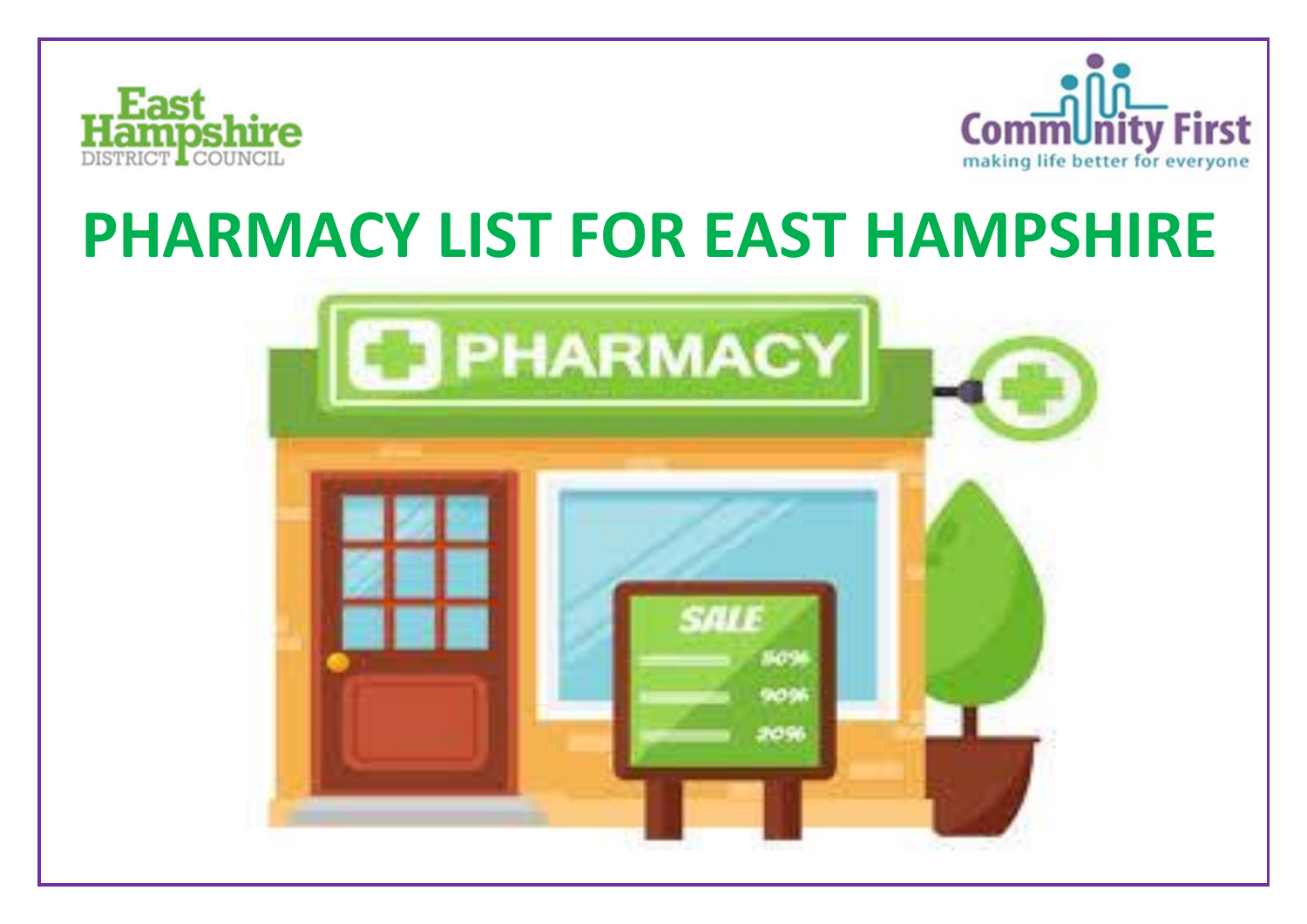East Hampshire DISTRICT COUNCIL

Community First
making life better for everyone

# PHARMACY LIST FOR EAST HAMPSHIRE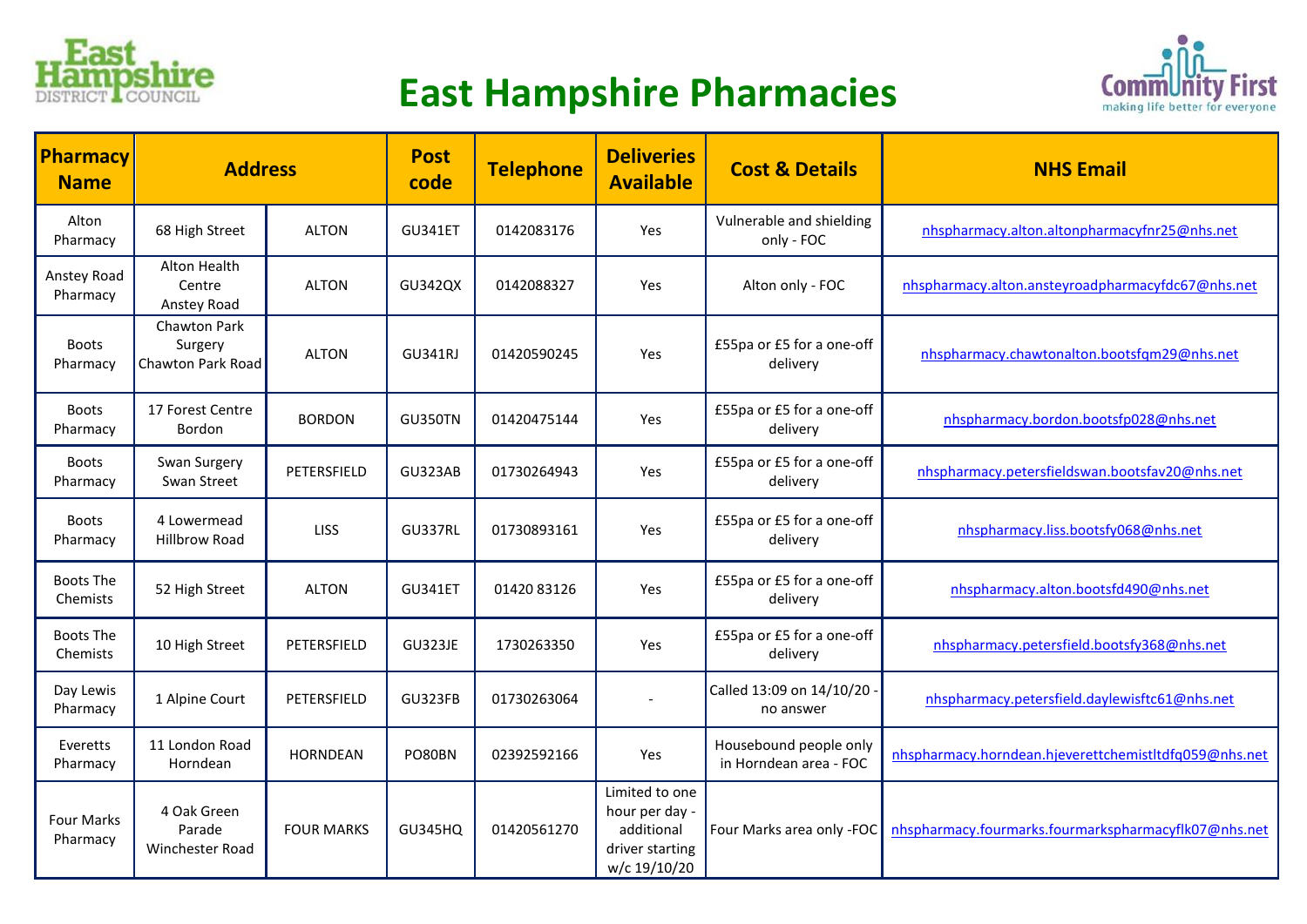# East Hampshire Pharmacies

| Pharmacy Name | Address | | Post code | Telephone | Deliveries Available | Cost & Details | NHS Email |
|---|---|---|---|---|---|---|---|
| Alton Pharmacy | 68 High Street | ALTON | GU341ET | 0142083176 | Yes | Vulnerable and shielding only - FOC | nhspharmacy.alton.altonpharmacyfnr25@nhs.net |
| Anstey Road Pharmacy | Alton Health Centre Anstey Road | ALTON | GU342QX | 0142088327 | Yes | Alton only - FOC | nhspharmacy.alton.ansteyroadpharmacyfdc67@nhs.net |
| Boots Pharmacy | Chawton Park Surgery Chawton Park Road | ALTON | GU341RJ | 01420590245 | Yes | £55pa or £5 for a one-off delivery | nhspharmacy.chawtonalton.bootsfqm29@nhs.net |
| Boots Pharmacy | 17 Forest Centre Bordon | BORDON | GU350TN | 01420475144 | Yes | £55pa or £5 for a one-off delivery | nhspharmacy.bordon.bootsfp028@nhs.net |
| Boots Pharmacy | Swan Surgery Swan Street | PETERSFIELD | GU323AB | 01730264943 | Yes | £55pa or £5 for a one-off delivery | nhspharmacy.petersfieldswan.bootsfav20@nhs.net |
| Boots Pharmacy | 4 Lowermead Hillbrow Road | LISS | GU337RL | 01730893161 | Yes | £55pa or £5 for a one-off delivery | nhspharmacy.liss.bootsfy068@nhs.net |
| Boots The Chemists | 52 High Street | ALTON | GU341ET | 01420 83126 | Yes | £55pa or £5 for a one-off delivery | nhspharmacy.alton.bootsfd490@nhs.net |
| Boots The Chemists | 10 High Street | PETERSFIELD | GU323JE | 1730263350 | Yes | £55pa or £5 for a one-off delivery | nhspharmacy.petersfield.bootsfy368@nhs.net |
| Day Lewis Pharmacy | 1 Alpine Court | PETERSFIELD | GU323FB | 01730263064 | - | Called 13:09 on 14/10/20 - no answer | nhspharmacy.petersfield.daylewisftc61@nhs.net |
| Everetts Pharmacy | 11 London Road Horndean | HORNDEAN | PO80BN | 02392592166 | Yes | Housebound people only in Horndean area - FOC | nhspharmacy.horndean.hjeverettchemistltdfq059@nhs.net |
| Four Marks Pharmacy | 4 Oak Green Parade Winchester Road | FOUR MARKS | GU345HQ | 01420561270 | Limited to one hour per day - additional driver starting w/c 19/10/20 | Four Marks area only -FOC | nhspharmacy.fourmarks.fourmarkspharmacyflk07@nhs.net |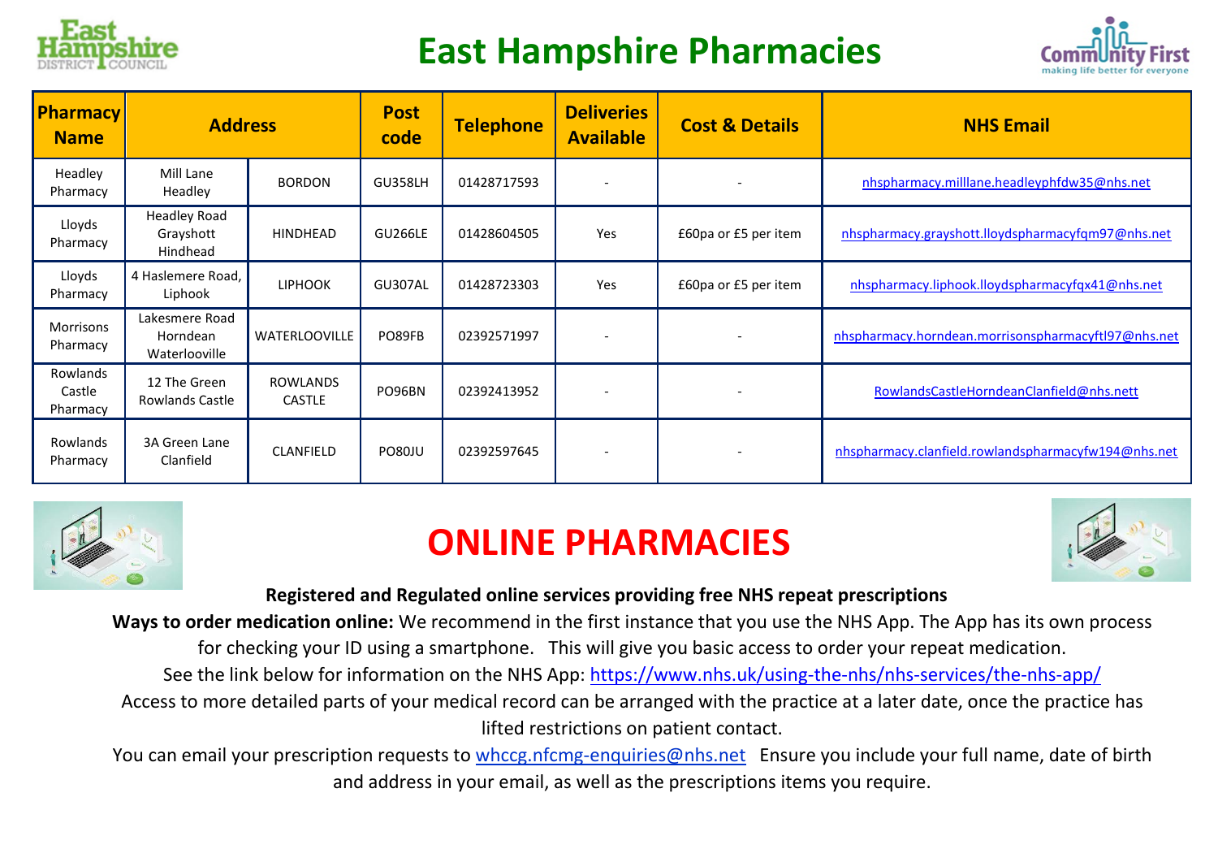# East Hampshire Pharmacies

| Pharmacy Name | Address | | Post code | Telephone | Deliveries Available | Cost & Details | NHS Email |
|---|---|---|---|---|---|---|---|
| Headley Pharmacy | Mill Lane Headley | BORDON | GU358LH | 01428717593 | - | - | nhspharmacy.milllane.headleyphfdw35@nhs.net |
| Lloyds Pharmacy | Headley Road Grayshott Hindhead | HINDHEAD | GU266LE | 01428604505 | Yes | £60pa or £5 per item | nhspharmacy.grayshott.lloydspharmacyfqm97@nhs.net |
| Lloyds Pharmacy | 4 Haslemere Road, Liphook | LIPHOOK | GU307AL | 01428723303 | Yes | £60pa or £5 per item | nhspharmacy.liphook.lloydspharmacyfqx41@nhs.net |
| Morrisons Pharmacy | Lakesmere Road Horndean Waterlooville | WATERLOOVILLE | PO89FB | 02392571997 | - | - | nhspharmacy.horndean.morrisonspharmacyftl97@nhs.net |
| Rowlands Castle Pharmacy | 12 The Green Rowlands Castle | ROWLANDS CASTLE | PO96BN | 02392413952 | - | - | RowlandsCastleHorndeanClanfield@nhs.nett |
| Rowlands Pharmacy | 3A Green Lane Clanfield | CLANFIELD | PO80JU | 02392597645 | - | - | nhspharmacy.clanfield.rowlandspharmacyfw194@nhs.net |

# ONLINE PHARMACIES

**Registered and Regulated online services providing free NHS repeat prescriptions**

**Ways to order medication online:** We recommend in the first instance that you use the NHS App. The App has its own process for checking your ID using a smartphone. This will give you basic access to order your repeat medication.

See the link below for information on the NHS App: https://www.nhs.uk/using-the-nhs/nhs-services/the-nhs-app/

Access to more detailed parts of your medical record can be arranged with the practice at a later date, once the practice has lifted restrictions on patient contact.

You can email your prescription requests to whccg.nfcmg-enquiries@nhs.net Ensure you include your full name, date of birth and address in your email, as well as the prescriptions items you require.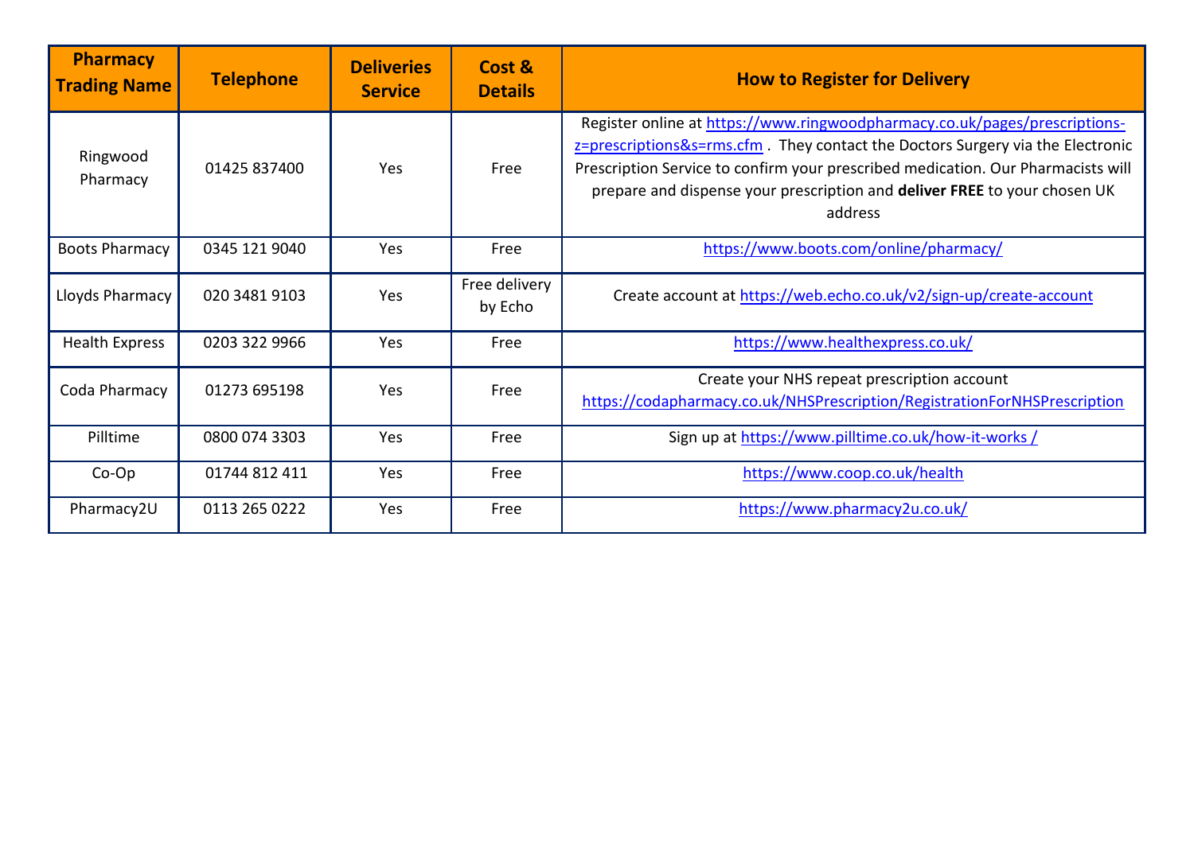| Pharmacy Trading Name | Telephone | Deliveries Service | Cost & Details | How to Register for Delivery |
|---|---|---|---|---|
| Ringwood Pharmacy | 01425 837400 | Yes | Free | Register online at https://www.ringwoodpharmacy.co.uk/pages/prescriptions-z=prescriptions&s=rms.cfm . They contact the Doctors Surgery via the Electronic Prescription Service to confirm your prescribed medication. Our Pharmacists will prepare and dispense your prescription and **deliver FREE** to your chosen UK address |
| Boots Pharmacy | 0345 121 9040 | Yes | Free | https://www.boots.com/online/pharmacy/ |
| Lloyds Pharmacy | 020 3481 9103 | Yes | Free delivery by Echo | Create account at https://web.echo.co.uk/v2/sign-up/create-account |
| Health Express | 0203 322 9966 | Yes | Free | https://www.healthexpress.co.uk/ |
| Coda Pharmacy | 01273 695198 | Yes | Free | Create your NHS repeat prescription account https://codapharmacy.co.uk/NHSPrescription/RegistrationForNHSPrescription |
| Pilltime | 0800 074 3303 | Yes | Free | Sign up at https://www.pilltime.co.uk/how-it-works / |
| Co-Op | 01744 812 411 | Yes | Free | https://www.coop.co.uk/health |
| Pharmacy2U | 0113 265 0222 | Yes | Free | https://www.pharmacy2u.co.uk/ |